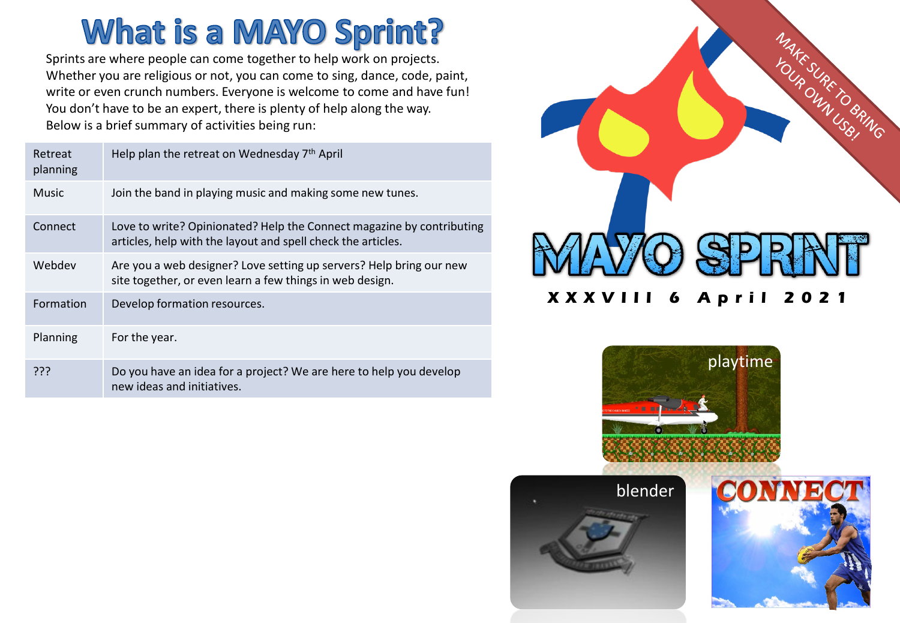# What is a MAYO Sprint?

Sprints are where people can come together to help work on projects. Whether you are religious or not, you can come to sing, dance, code, paint, write or even crunch numbers. Everyone is welcome to come and have fun! You don't have to be an expert, there is plenty of help along the way. Below is a brief summary of activities being run:

| Retreat planning | Help plan the retreat on Wednesday 7th April |
|---|---|
| Music | Join the band in playing music and making some new tunes. |
| Connect | Love to write? Opinionated? Help the Connect magazine by contributing articles, help with the layout and spell check the articles. |
| Webdev | Are you a web designer? Love setting up servers? Help bring our new site together, or even learn a few things in web design. |
| Formation | Develop formation resources. |
| Planning | For the year. |
| ??? | Do you have an idea for a project? We are here to help you develop new ideas and initiatives. |

MAKE SURE TO BRING YOUR OWN USB!

# MAYO SPRINT

**XXXVIII 6 April 2021**

playtime

blender

CONNECT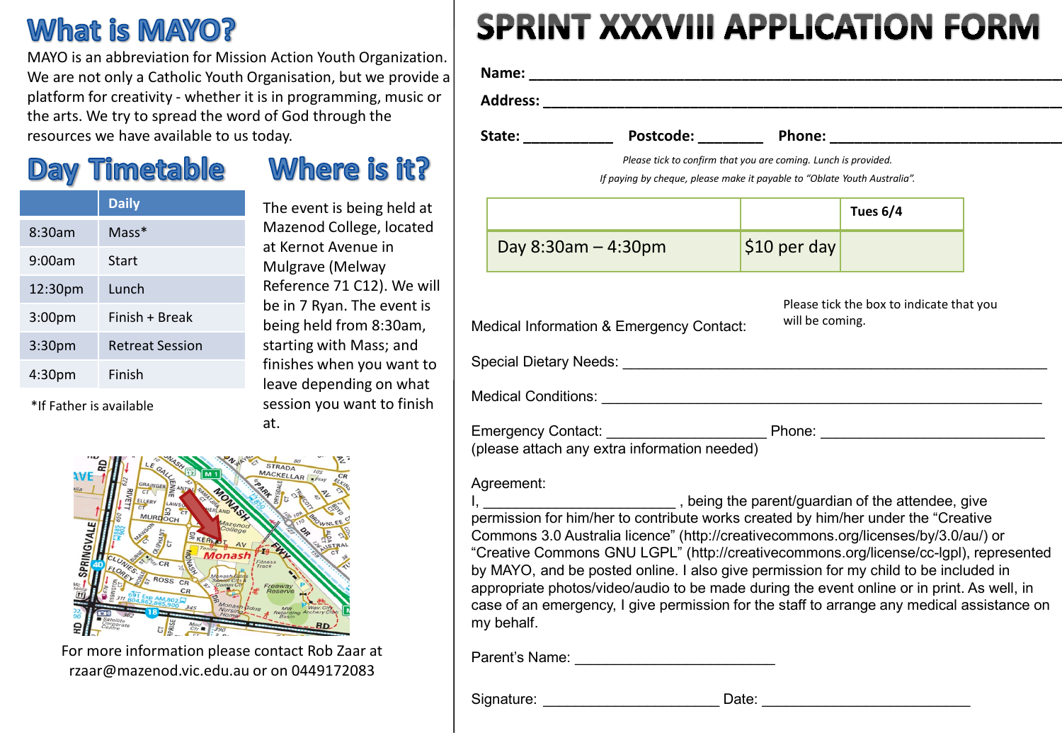# What is MAYO?

MAYO is an abbreviation for Mission Action Youth Organization. We are not only a Catholic Youth Organisation, but we provide a platform for creativity - whether it is in programming, music or the arts. We try to spread the word of God through the resources we have available to us today.

# Day Timetable

| | Daily |
|---|---|
| 8:30am | Mass* |
| 9:00am | Start |
| 12:30pm | Lunch |
| 3:00pm | Finish + Break |
| 3:30pm | Retreat Session |
| 4:30pm | Finish |

*If Father is available

# Where is it?

The event is being held at Mazenod College, located at Kernot Avenue in Mulgrave (Melway Reference 71 C12). We will be in 7 Ryan. The event is being held from 8:30am, starting with Mass; and finishes when you want to leave depending on what session you want to finish at.

For more information please contact Rob Zaar at rzaar@mazenod.vic.edu.au or on 0449172083

# SPRINT XXXVIII APPLICATION FORM

**Name:** ______________________________________________

**Address:** ______________________________________________

**State:** __________ **Postcode:** ________ **Phone:** ______________________

*Please tick to confirm that you are coming. Lunch is provided.*

*If paying by cheque, please make it payable to "Oblate Youth Australia".*

| | | **Tues 6/4** |
|---|---|---|
| Day 8:30am – 4:30pm | $10 per day | |

Please tick the box to indicate that you will be coming.

Medical Information & Emergency Contact:

Special Dietary Needs: ______________________________________________

Medical Conditions: ______________________________________________

Emergency Contact: ____________________ Phone: ____________________
(please attach any extra information needed)

Agreement:
I, ________________________ , being the parent/guardian of the attendee, give permission for him/her to contribute works created by him/her under the "Creative Commons 3.0 Australia licence" (http://creativecommons.org/licenses/by/3.0/au/) or "Creative Commons GNU LGPL" (http://creativecommons.org/license/cc-lgpl), represented by MAYO, and be posted online. I also give permission for my child to be included in appropriate photos/video/audio to be made during the event online or in print. As well, in case of an emergency, I give permission for the staff to arrange any medical assistance on my behalf.

Parent's Name: ________________________

Signature: ____________________ Date: ________________________